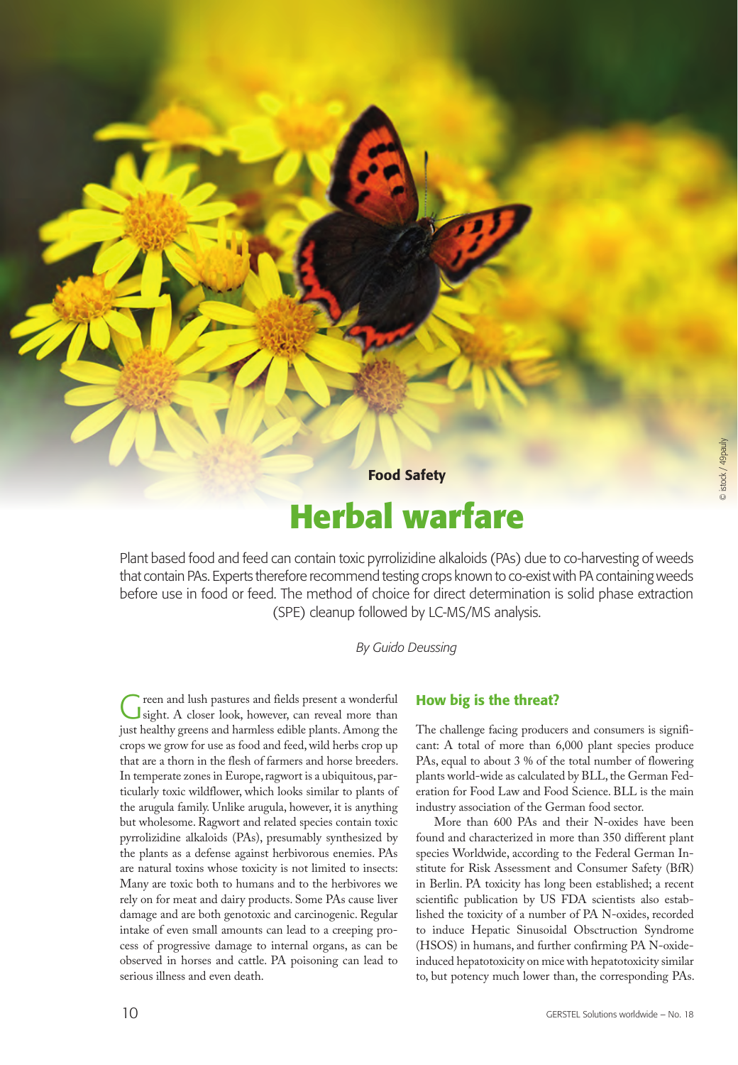Food Safety

# Herbal warfare

Plant based food and feed can contain toxic pyrrolizidine alkaloids (PAs) due to co-harvesting of weeds that contain PAs. Experts therefore recommend testing crops known to co-exist with PA containing weeds before use in food or feed. The method of choice for direct determination is solid phase extraction (SPE) cleanup followed by LC-MS/MS analysis.

*By Guido Deussing*

Green and lush pastures and fields present a wonderful sight. A closer look, however, can reveal more than just healthy greens and harmless edible plants. Among the crops we grow for use as food and feed, wild herbs crop up that are a thorn in the flesh of farmers and horse breeders. In temperate zones in Europe, ragwort is a ubiquitous, particularly toxic wildflower, which looks similar to plants of the arugula family. Unlike arugula, however, it is anything but wholesome. Ragwort and related species contain toxic pyrrolizidine alkaloids (PAs), presumably synthesized by the plants as a defense against herbivorous enemies. PAs are natural toxins whose toxicity is not limited to insects: Many are toxic both to humans and to the herbivores we rely on for meat and dairy products. Some PAs cause liver damage and are both genotoxic and carcinogenic. Regular intake of even small amounts can lead to a creeping process of progressive damage to internal organs, as can be observed in horses and cattle. PA poisoning can lead to serious illness and even death.

## How big is the threat?

The challenge facing producers and consumers is significant: A total of more than 6,000 plant species produce PAs, equal to about 3 % of the total number of flowering plants world-wide as calculated by BLL, the German Federation for Food Law and Food Science. BLL is the main industry association of the German food sector.

More than 600 PAs and their N-oxides have been found and characterized in more than 350 different plant species Worldwide, according to the Federal German Institute for Risk Assessment and Consumer Safety (BfR) in Berlin. PA toxicity has long been established; a recent scientific publication by US FDA scientists also established the toxicity of a number of PA N-oxides, recorded to induce Hepatic Sinusoidal Obsctruction Syndrome (HSOS) in humans, and further confirming PA N-oxide-induced hepatotoxicity on mice with hepatotoxicity similar to, but potency much lower than, the corresponding PAs.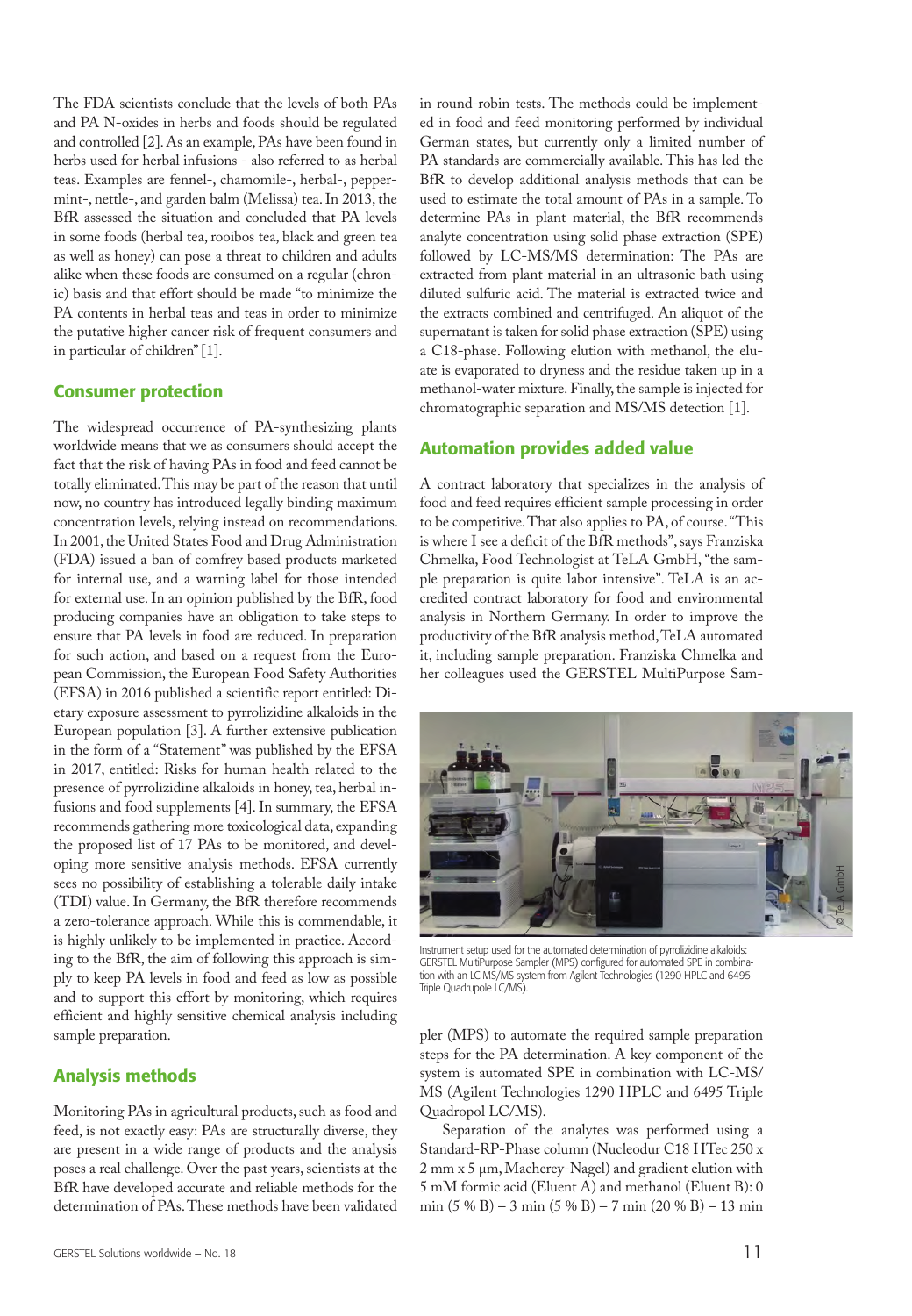The FDA scientists conclude that the levels of both PAs and PA N-oxides in herbs and foods should be regulated and controlled [2]. As an example, PAs have been found in herbs used for herbal infusions - also referred to as herbal teas. Examples are fennel-, chamomile-, herbal-, peppermint-, nettle-, and garden balm (Melissa) tea. In 2013, the BfR assessed the situation and concluded that PA levels in some foods (herbal tea, rooibos tea, black and green tea as well as honey) can pose a threat to children and adults alike when these foods are consumed on a regular (chronic) basis and that effort should be made "to minimize the PA contents in herbal teas and teas in order to minimize the putative higher cancer risk of frequent consumers and in particular of children" [1].

## Consumer protection

The widespread occurrence of PA-synthesizing plants worldwide means that we as consumers should accept the fact that the risk of having PAs in food and feed cannot be totally eliminated. This may be part of the reason that until now, no country has introduced legally binding maximum concentration levels, relying instead on recommendations. In 2001, the United States Food and Drug Administration (FDA) issued a ban of comfrey based products marketed for internal use, and a warning label for those intended for external use. In an opinion published by the BfR, food producing companies have an obligation to take steps to ensure that PA levels in food are reduced. In preparation for such action, and based on a request from the European Commission, the European Food Safety Authorities (EFSA) in 2016 published a scientific report entitled: Dietary exposure assessment to pyrrolizidine alkaloids in the European population [3]. A further extensive publication in the form of a "Statement" was published by the EFSA in 2017, entitled: Risks for human health related to the presence of pyrrolizidine alkaloids in honey, tea, herbal infusions and food supplements [4]. In summary, the EFSA recommends gathering more toxicological data, expanding the proposed list of 17 PAs to be monitored, and developing more sensitive analysis methods. EFSA currently sees no possibility of establishing a tolerable daily intake (TDI) value. In Germany, the BfR therefore recommends a zero-tolerance approach. While this is commendable, it is highly unlikely to be implemented in practice. According to the BfR, the aim of following this approach is simply to keep PA levels in food and feed as low as possible and to support this effort by monitoring, which requires efficient and highly sensitive chemical analysis including sample preparation.

## Analysis methods

Monitoring PAs in agricultural products, such as food and feed, is not exactly easy: PAs are structurally diverse, they are present in a wide range of products and the analysis poses a real challenge. Over the past years, scientists at the BfR have developed accurate and reliable methods for the determination of PAs. These methods have been validated in round-robin tests. The methods could be implemented in food and feed monitoring performed by individual German states, but currently only a limited number of PA standards are commercially available. This has led the BfR to develop additional analysis methods that can be used to estimate the total amount of PAs in a sample. To determine PAs in plant material, the BfR recommends analyte concentration using solid phase extraction (SPE) followed by LC-MS/MS determination: The PAs are extracted from plant material in an ultrasonic bath using diluted sulfuric acid. The material is extracted twice and the extracts combined and centrifuged. An aliquot of the supernatant is taken for solid phase extraction (SPE) using a C18-phase. Following elution with methanol, the eluate is evaporated to dryness and the residue taken up in a methanol-water mixture. Finally, the sample is injected for chromatographic separation and MS/MS detection [1].

## Automation provides added value

A contract laboratory that specializes in the analysis of food and feed requires efficient sample processing in order to be competitive. That also applies to PA, of course. "This is where I see a deficit of the BfR methods", says Franziska Chmelka, Food Technologist at TeLA GmbH, "the sample preparation is quite labor intensive". TeLA is an accredited contract laboratory for food and environmental analysis in Northern Germany. In order to improve the productivity of the BfR analysis method, TeLA automated it, including sample preparation. Franziska Chmelka and her colleagues used the GERSTEL MultiPurpose Sampler (MPS) to automate the required sample preparation steps for the PA determination. A key component of the system is automated SPE in combination with LC-MS/MS (Agilent Technologies 1290 HPLC and 6495 Triple Quadropol LC/MS).

Instrument setup used for the automated determination of pyrrolizidine alkaloids: GERSTEL MultiPurpose Sampler (MPS) configured for automated SPE in combination with an LC-MS/MS system from Agilent Technologies (1290 HPLC and 6495 Triple Quadrupole LC/MS).

Separation of the analytes was performed using a Standard-RP-Phase column (Nucleodur C18 HTec 250 x 2 mm x 5 µm, Macherey-Nagel) and gradient elution with 5 mM formic acid (Eluent A) and methanol (Eluent B): 0 min (5 % B) – 3 min (5 % B) – 7 min (20 % B) – 13 min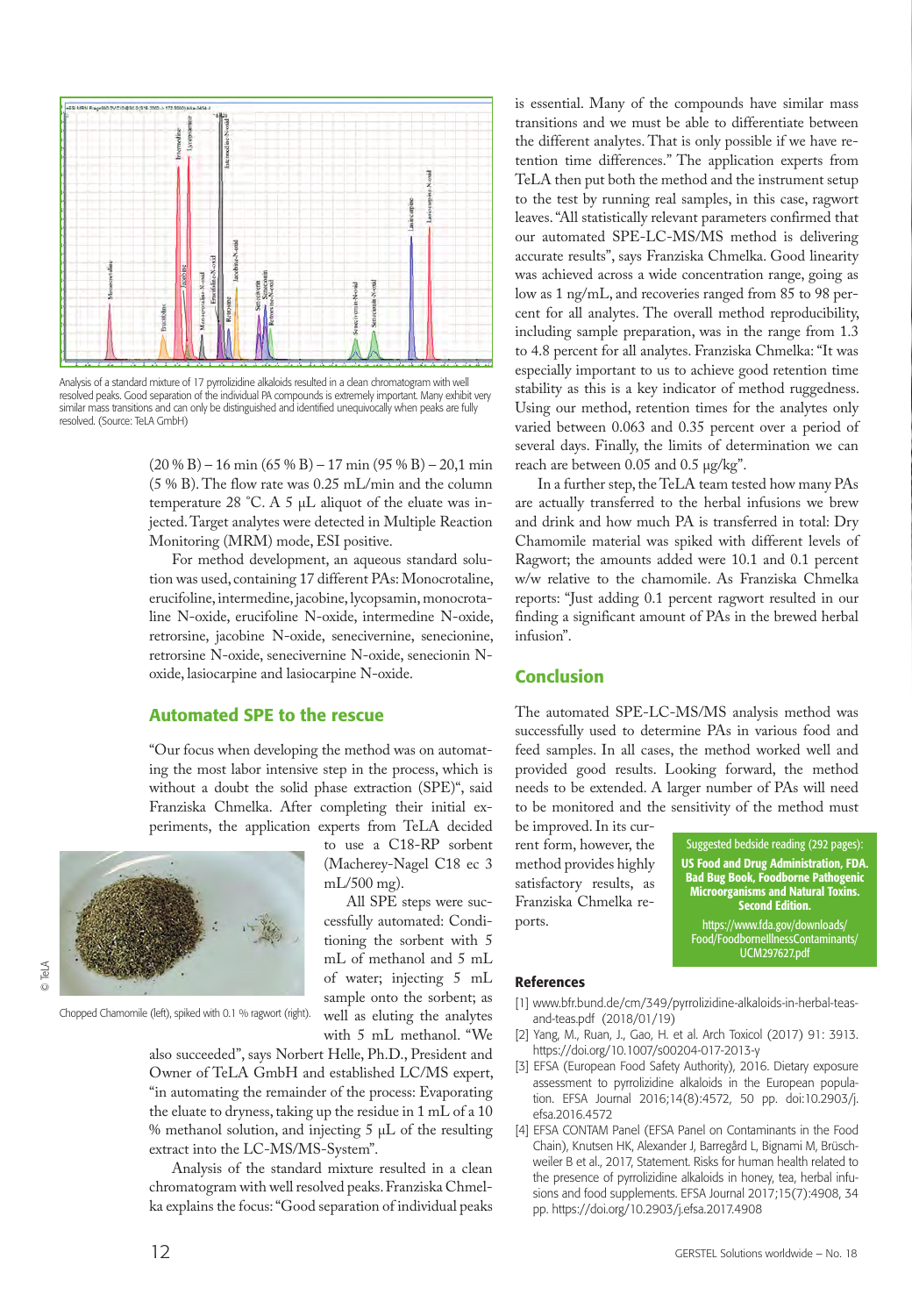Analysis of a standard mixture of 17 pyrrolizidine alkaloids resulted in a clean chromatogram with well resolved peaks. Good separation of the individual PA compounds is extremely important. Many exhibit very similar mass transitions and can only be distinguished and identified unequivocally when peaks are fully resolved. (Source: TeLA GmbH)

(20 % B) – 16 min (65 % B) – 17 min (95 % B) – 20,1 min (5 % B). The flow rate was 0.25 mL/min and the column temperature 28 °C. A 5 µL aliquot of the eluate was injected. Target analytes were detected in Multiple Reaction Monitoring (MRM) mode, ESI positive.

For method development, an aqueous standard solution was used, containing 17 different PAs: Monocrotaline, erucifoline, intermedine, jacobine, lycopsamin, monocrotaline N-oxide, erucifoline N-oxide, intermedine N-oxide, retrorsine, jacobine N-oxide, senecivernine, senecionine, retrorsine N-oxide, senecivernine N-oxide, senecionin N-oxide, lasiocarpine and lasiocarpine N-oxide.

## Automated SPE to the rescue

"Our focus when developing the method was on automating the most labor intensive step in the process, which is without a doubt the solid phase extraction (SPE)", said Franziska Chmelka. After completing their initial experiments, the application experts from TeLA decided to use a C18-RP sorbent (Macherey-Nagel C18 ec 3 mL/500 mg).

All SPE steps were successfully automated: Conditioning the sorbent with 5 mL of methanol and 5 mL of water; injecting 5 mL sample onto the sorbent; as well as eluting the analytes with 5 mL methanol. "We also succeeded", says Norbert Helle, Ph.D., President and Owner of TeLA GmbH and established LC/MS expert, "in automating the remainder of the process: Evaporating the eluate to dryness, taking up the residue in 1 mL of a 10 % methanol solution, and injecting 5 µL of the resulting extract into the LC-MS/MS-System".

Chopped Chamomile (left), spiked with 0.1 % ragwort (right).

© TeLA

Analysis of the standard mixture resulted in a clean chromatogram with well resolved peaks. Franziska Chmelka explains the focus: "Good separation of individual peaks is essential. Many of the compounds have similar mass transitions and we must be able to differentiate between the different analytes. That is only possible if we have retention time differences." The application experts from TeLA then put both the method and the instrument setup to the test by running real samples, in this case, ragwort leaves. "All statistically relevant parameters confirmed that our automated SPE-LC-MS/MS method is delivering accurate results", says Franziska Chmelka. Good linearity was achieved across a wide concentration range, going as low as 1 ng/mL, and recoveries ranged from 85 to 98 percent for all analytes. The overall method reproducibility, including sample preparation, was in the range from 1.3 to 4.8 percent for all analytes. Franziska Chmelka: "It was especially important to us to achieve good retention time stability as this is a key indicator of method ruggedness. Using our method, retention times for the analytes only varied between 0.063 and 0.35 percent over a period of several days. Finally, the limits of determination we can reach are between 0.05 and 0.5 µg/kg".

In a further step, the TeLA team tested how many PAs are actually transferred to the herbal infusions we brew and drink and how much PA is transferred in total: Dry Chamomile material was spiked with different levels of Ragwort; the amounts added were 10.1 and 0.1 percent w/w relative to the chamomile. As Franziska Chmelka reports: "Just adding 0.1 percent ragwort resulted in our finding a significant amount of PAs in the brewed herbal infusion".

## Conclusion

The automated SPE-LC-MS/MS analysis method was successfully used to determine PAs in various food and feed samples. In all cases, the method worked well and provided good results. Looking forward, the method needs to be extended. A larger number of PAs will need to be monitored and the sensitivity of the method must be improved. In its current form, however, the method provides highly satisfactory results, as Franziska Chmelka reports.

Suggested bedside reading (292 pages):
**US Food and Drug Administration, FDA. Bad Bug Book, Foodborne Pathogenic Microorganisms and Natural Toxins. Second Edition.**
https://www.fda.gov/downloads/Food/FoodborneIllnessContaminants/UCM297627.pdf

### References

[1] www.bfr.bund.de/cm/349/pyrrolizidine-alkaloids-in-herbal-teas-and-teas.pdf (2018/01/19)

[2] Yang, M., Ruan, J., Gao, H. et al. Arch Toxicol (2017) 91: 3913. https://doi.org/10.1007/s00204-017-2013-y

[3] EFSA (European Food Safety Authority), 2016. Dietary exposure assessment to pyrrolizidine alkaloids in the European population. EFSA Journal 2016;14(8):4572, 50 pp. doi:10.2903/j.efsa.2016.4572

[4] EFSA CONTAM Panel (EFSA Panel on Contaminants in the Food Chain), Knutsen HK, Alexander J, Barregård L, Bignami M, Brüschweiler B et al., 2017, Statement. Risks for human health related to the presence of pyrrolizidine alkaloids in honey, tea, herbal infusions and food supplements. EFSA Journal 2017;15(7):4908, 34 pp. https://doi.org/10.2903/j.efsa.2017.4908